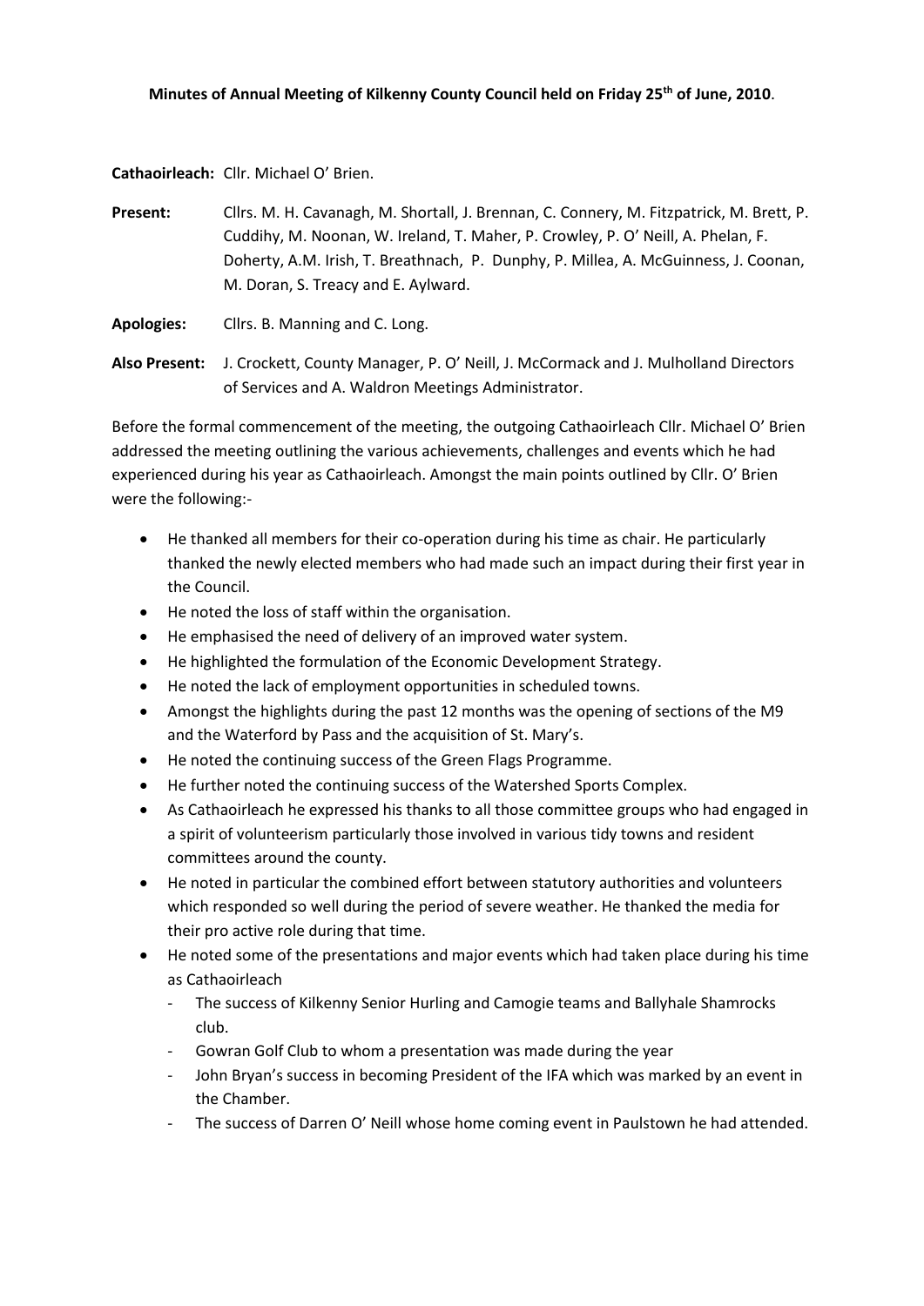**Minutes of Annual Meeting of Kilkenny County Council held on Friday 25th of June, 2010**.

**Cathaoirleach:** Cllr. Michael O' Brien.

**Present:** Cllrs. M. H. Cavanagh, M. Shortall, J. Brennan, C. Connery, M. Fitzpatrick, M. Brett, P. Cuddihy, M. Noonan, W. Ireland, T. Maher, P. Crowley, P. O' Neill, A. Phelan, F. Doherty, A.M. Irish, T. Breathnach, P. Dunphy, P. Millea, A. McGuinness, J. Coonan, M. Doran, S. Treacy and E. Aylward.

**Apologies:** Cllrs. B. Manning and C. Long.

**Also Present:** J. Crockett, County Manager, P. O' Neill, J. McCormack and J. Mulholland Directors of Services and A. Waldron Meetings Administrator.

Before the formal commencement of the meeting, the outgoing Cathaoirleach Cllr. Michael O' Brien addressed the meeting outlining the various achievements, challenges and events which he had experienced during his year as Cathaoirleach. Amongst the main points outlined by Cllr. O' Brien were the following:-

- He thanked all members for their co-operation during his time as chair. He particularly thanked the newly elected members who had made such an impact during their first year in the Council.
- He noted the loss of staff within the organisation.
- He emphasised the need of delivery of an improved water system.
- He highlighted the formulation of the Economic Development Strategy.
- He noted the lack of employment opportunities in scheduled towns.
- Amongst the highlights during the past 12 months was the opening of sections of the M9 and the Waterford by Pass and the acquisition of St. Mary's.
- He noted the continuing success of the Green Flags Programme.
- He further noted the continuing success of the Watershed Sports Complex.
- As Cathaoirleach he expressed his thanks to all those committee groups who had engaged in a spirit of volunteerism particularly those involved in various tidy towns and resident committees around the county.
- He noted in particular the combined effort between statutory authorities and volunteers which responded so well during the period of severe weather. He thanked the media for their pro active role during that time.
- He noted some of the presentations and major events which had taken place during his time as Cathaoirleach
  - The success of Kilkenny Senior Hurling and Camogie teams and Ballyhale Shamrocks club.
  - Gowran Golf Club to whom a presentation was made during the year
  - John Bryan's success in becoming President of the IFA which was marked by an event in the Chamber.
  - The success of Darren O' Neill whose home coming event in Paulstown he had attended.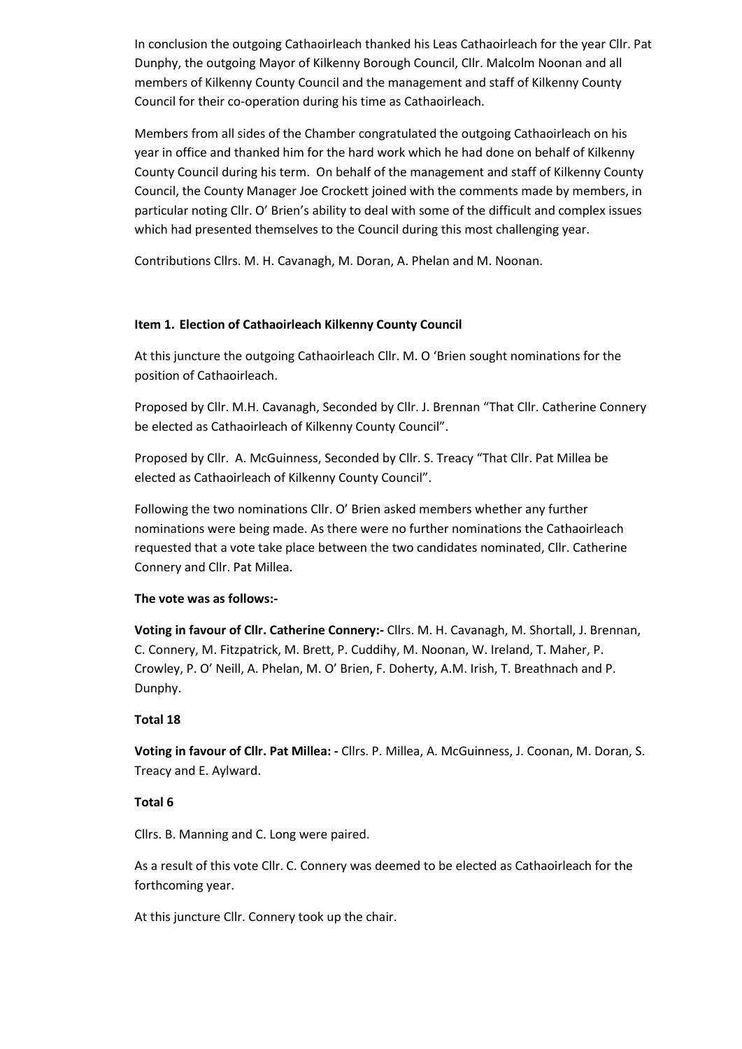In conclusion the outgoing Cathaoirleach thanked his Leas Cathaoirleach for the year Cllr. Pat Dunphy, the outgoing Mayor of Kilkenny Borough Council, Cllr. Malcolm Noonan and all members of Kilkenny County Council and the management and staff of Kilkenny County Council for their co-operation during his time as Cathaoirleach.

Members from all sides of the Chamber congratulated the outgoing Cathaoirleach on his year in office and thanked him for the hard work which he had done on behalf of Kilkenny County Council during his term. On behalf of the management and staff of Kilkenny County Council, the County Manager Joe Crockett joined with the comments made by members, in particular noting Cllr. O' Brien's ability to deal with some of the difficult and complex issues which had presented themselves to the Council during this most challenging year.

Contributions Cllrs. M. H. Cavanagh, M. Doran, A. Phelan and M. Noonan.

**Item 1. Election of Cathaoirleach Kilkenny County Council**

At this juncture the outgoing Cathaoirleach Cllr. M. O 'Brien sought nominations for the position of Cathaoirleach.

Proposed by Cllr. M.H. Cavanagh, Seconded by Cllr. J. Brennan "That Cllr. Catherine Connery be elected as Cathaoirleach of Kilkenny County Council".

Proposed by Cllr. A. McGuinness, Seconded by Cllr. S. Treacy "That Cllr. Pat Millea be elected as Cathaoirleach of Kilkenny County Council".

Following the two nominations Cllr. O' Brien asked members whether any further nominations were being made. As there were no further nominations the Cathaoirleach requested that a vote take place between the two candidates nominated, Cllr. Catherine Connery and Cllr. Pat Millea.

**The vote was as follows:-**

**Voting in favour of Cllr. Catherine Connery:-** Cllrs. M. H. Cavanagh, M. Shortall, J. Brennan, C. Connery, M. Fitzpatrick, M. Brett, P. Cuddihy, M. Noonan, W. Ireland, T. Maher, P. Crowley, P. O' Neill, A. Phelan, M. O' Brien, F. Doherty, A.M. Irish, T. Breathnach and P. Dunphy.

**Total 18**

**Voting in favour of Cllr. Pat Millea: -** Cllrs. P. Millea, A. McGuinness, J. Coonan, M. Doran, S. Treacy and E. Aylward.

**Total 6**

Cllrs. B. Manning and C. Long were paired.

As a result of this vote Cllr. C. Connery was deemed to be elected as Cathaoirleach for the forthcoming year.

At this juncture Cllr. Connery took up the chair.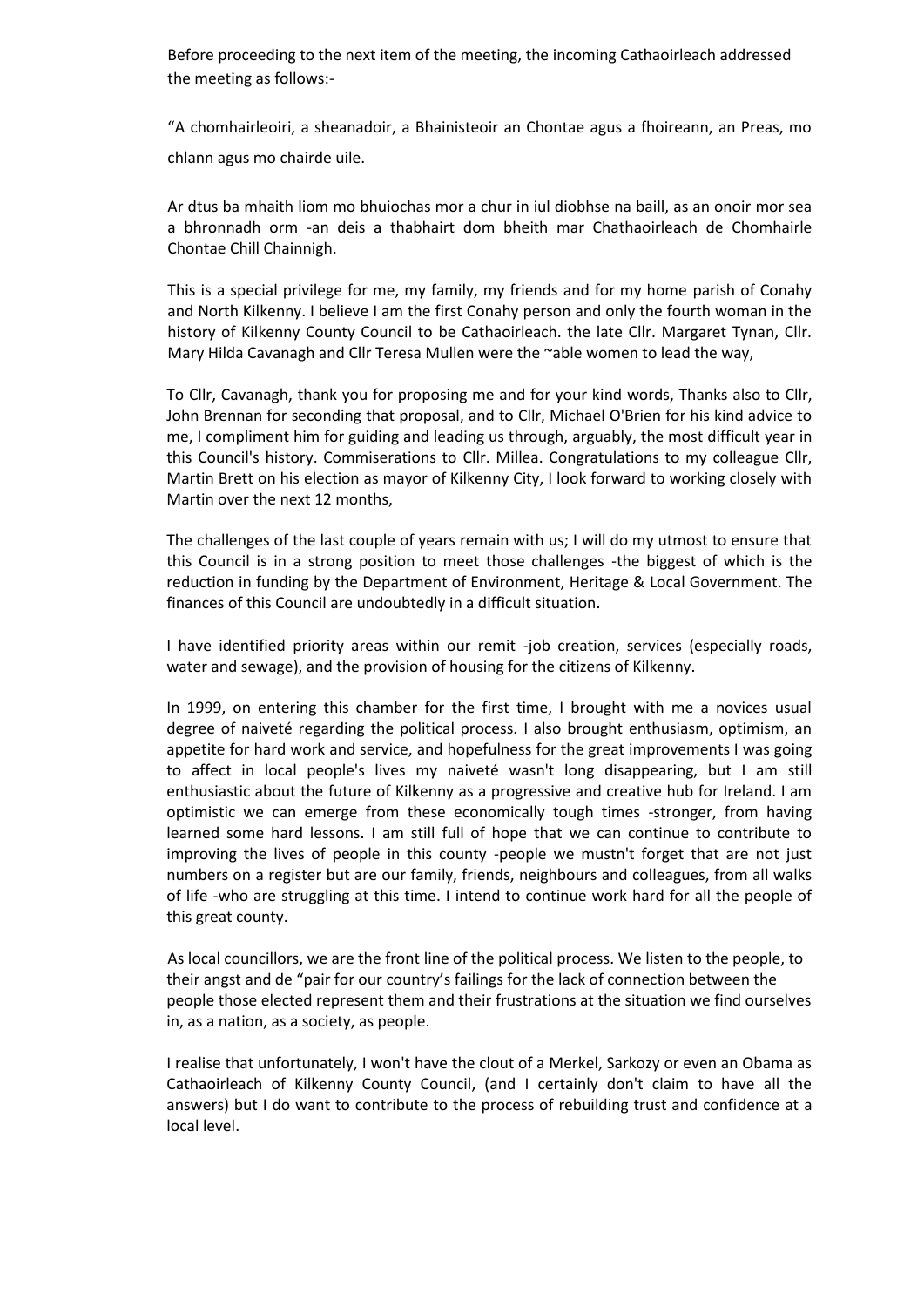Before proceeding to the next item of the meeting, the incoming Cathaoirleach addressed the meeting as follows:-

"A chomhairleoiri, a sheanadoir, a Bhainisteoir an Chontae agus a fhoireann, an Preas, mo chlann agus mo chairde uile.

Ar dtus ba mhaith liom mo bhuiochas mor a chur in iul diobhse na baill, as an onoir mor sea a bhronnadh orm -an deis a thabhairt dom bheith mar Chathaoirleach de Chomhairle Chontae Chill Chainnigh.

This is a special privilege for me, my family, my friends and for my home parish of Conahy and North Kilkenny. I believe I am the first Conahy person and only the fourth woman in the history of Kilkenny County Council to be Cathaoirleach. the late Cllr. Margaret Tynan, Cllr. Mary Hilda Cavanagh and Cllr Teresa Mullen were the ~able women to lead the way,

To Cllr, Cavanagh, thank you for proposing me and for your kind words, Thanks also to Cllr, John Brennan for seconding that proposal, and to Cllr, Michael O'Brien for his kind advice to me, I compliment him for guiding and leading us through, arguably, the most difficult year in this Council's history. Commiserations to Cllr. Millea. Congratulations to my colleague Cllr, Martin Brett on his election as mayor of Kilkenny City, I look forward to working closely with Martin over the next 12 months,

The challenges of the last couple of years remain with us; I will do my utmost to ensure that this Council is in a strong position to meet those challenges -the biggest of which is the reduction in funding by the Department of Environment, Heritage & Local Government. The finances of this Council are undoubtedly in a difficult situation.

I have identified priority areas within our remit -job creation, services (especially roads, water and sewage), and the provision of housing for the citizens of Kilkenny.

In 1999, on entering this chamber for the first time, I brought with me a novices usual degree of naiveté regarding the political process. I also brought enthusiasm, optimism, an appetite for hard work and service, and hopefulness for the great improvements I was going to affect in local people's lives my naiveté wasn't long disappearing, but I am still enthusiastic about the future of Kilkenny as a progressive and creative hub for Ireland. I am optimistic we can emerge from these economically tough times -stronger, from having learned some hard lessons. I am still full of hope that we can continue to contribute to improving the lives of people in this county -people we mustn't forget that are not just numbers on a register but are our family, friends, neighbours and colleagues, from all walks of life -who are struggling at this time. I intend to continue work hard for all the people of this great county.

As local councillors, we are the front line of the political process. We listen to the people, to their angst and de "pair for our country's failings for the lack of connection between the people those elected represent them and their frustrations at the situation we find ourselves in, as a nation, as a society, as people.

I realise that unfortunately, I won't have the clout of a Merkel, Sarkozy or even an Obama as Cathaoirleach of Kilkenny County Council, (and I certainly don't claim to have all the answers) but I do want to contribute to the process of rebuilding trust and confidence at a local level.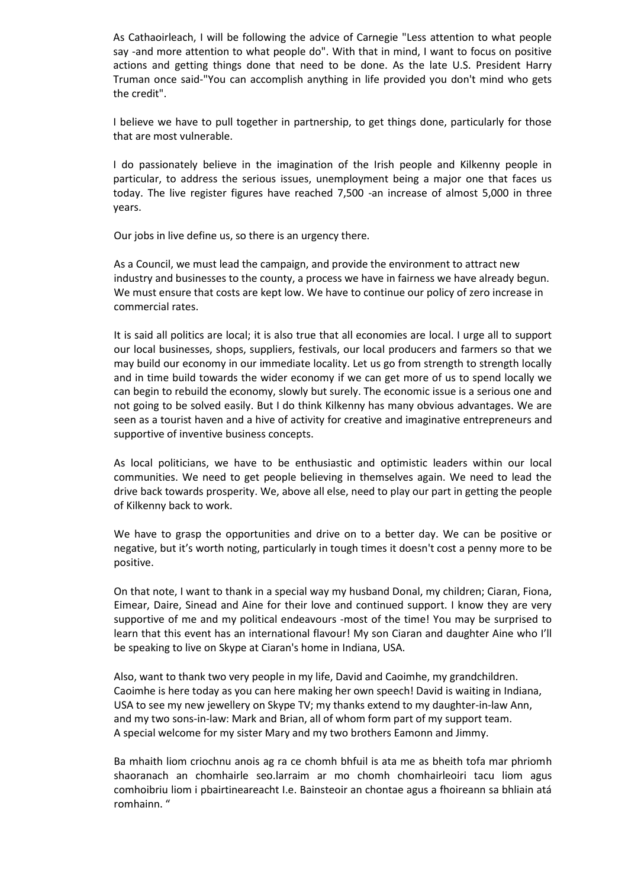As Cathaoirleach, I will be following the advice of Carnegie "Less attention to what people say -and more attention to what people do". With that in mind, I want to focus on positive actions and getting things done that need to be done. As the late U.S. President Harry Truman once said-"You can accomplish anything in life provided you don't mind who gets the credit".

I believe we have to pull together in partnership, to get things done, particularly for those that are most vulnerable.

I do passionately believe in the imagination of the Irish people and Kilkenny people in particular, to address the serious issues, unemployment being a major one that faces us today. The live register figures have reached 7,500 -an increase of almost 5,000 in three years.

Our jobs in live define us, so there is an urgency there.

As a Council, we must lead the campaign, and provide the environment to attract new industry and businesses to the county, a process we have in fairness we have already begun. We must ensure that costs are kept low. We have to continue our policy of zero increase in commercial rates.

It is said all politics are local; it is also true that all economies are local. I urge all to support our local businesses, shops, suppliers, festivals, our local producers and farmers so that we may build our economy in our immediate locality. Let us go from strength to strength locally and in time build towards the wider economy if we can get more of us to spend locally we can begin to rebuild the economy, slowly but surely. The economic issue is a serious one and not going to be solved easily. But I do think Kilkenny has many obvious advantages. We are seen as a tourist haven and a hive of activity for creative and imaginative entrepreneurs and supportive of inventive business concepts.

As local politicians, we have to be enthusiastic and optimistic leaders within our local communities. We need to get people believing in themselves again. We need to lead the drive back towards prosperity. We, above all else, need to play our part in getting the people of Kilkenny back to work.

We have to grasp the opportunities and drive on to a better day. We can be positive or negative, but it's worth noting, particularly in tough times it doesn't cost a penny more to be positive.

On that note, I want to thank in a special way my husband Donal, my children; Ciaran, Fiona, Eimear, Daire, Sinead and Aine for their love and continued support. I know they are very supportive of me and my political endeavours -most of the time! You may be surprised to learn that this event has an international flavour! My son Ciaran and daughter Aine who I'll be speaking to live on Skype at Ciaran's home in Indiana, USA.

Also, want to thank two very people in my life, David and Caoimhe, my grandchildren. Caoimhe is here today as you can here making her own speech! David is waiting in Indiana, USA to see my new jewellery on Skype TV; my thanks extend to my daughter-in-law Ann, and my two sons-in-law: Mark and Brian, all of whom form part of my support team. A special welcome for my sister Mary and my two brothers Eamonn and Jimmy.

Ba mhaith liom criochnu anois ag ra ce chomh bhfuil is ata me as bheith tofa mar phriomh shaoranach an chomhairle seo.larraim ar mo chomh chomhairleoiri tacu liom agus comhoibriu liom i pbairtineareacht I.e. Bainsteoir an chontae agus a fhoireann sa bhliain atá romhainn. "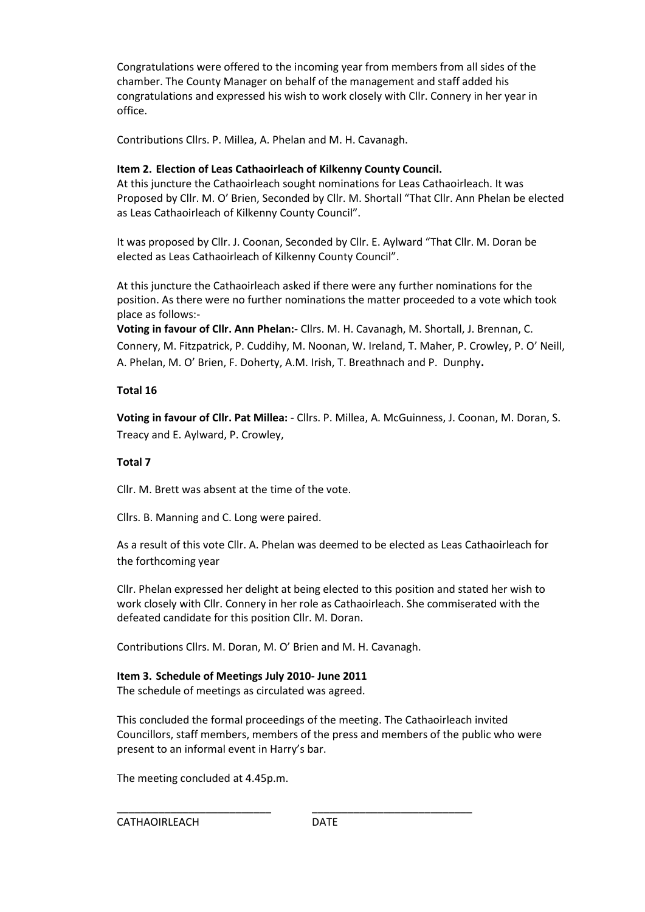Congratulations were offered to the incoming year from members from all sides of the chamber. The County Manager on behalf of the management and staff added his congratulations and expressed his wish to work closely with Cllr. Connery in her year in office.

Contributions Cllrs. P. Millea, A. Phelan and M. H. Cavanagh.

**Item 2. Election of Leas Cathaoirleach of Kilkenny County Council.**
At this juncture the Cathaoirleach sought nominations for Leas Cathaoirleach. It was Proposed by Cllr. M. O' Brien, Seconded by Cllr. M. Shortall "That Cllr. Ann Phelan be elected as Leas Cathaoirleach of Kilkenny County Council".

It was proposed by Cllr. J. Coonan, Seconded by Cllr. E. Aylward "That Cllr. M. Doran be elected as Leas Cathaoirleach of Kilkenny County Council".

At this juncture the Cathaoirleach asked if there were any further nominations for the position. As there were no further nominations the matter proceeded to a vote which took place as follows:-
**Voting in favour of Cllr. Ann Phelan:-** Cllrs. M. H. Cavanagh, M. Shortall, J. Brennan, C. Connery, M. Fitzpatrick, P. Cuddihy, M. Noonan, W. Ireland, T. Maher, P. Crowley, P. O' Neill, A. Phelan, M. O' Brien, F. Doherty, A.M. Irish, T. Breathnach and P. Dunphy**.**

**Total 16**

**Voting in favour of Cllr. Pat Millea:** - Cllrs. P. Millea, A. McGuinness, J. Coonan, M. Doran, S. Treacy and E. Aylward, P. Crowley,

**Total 7**

Cllr. M. Brett was absent at the time of the vote.

Cllrs. B. Manning and C. Long were paired.

As a result of this vote Cllr. A. Phelan was deemed to be elected as Leas Cathaoirleach for the forthcoming year

Cllr. Phelan expressed her delight at being elected to this position and stated her wish to work closely with Cllr. Connery in her role as Cathaoirleach. She commiserated with the defeated candidate for this position Cllr. M. Doran.

Contributions Cllrs. M. Doran, M. O' Brien and M. H. Cavanagh.

**Item 3. Schedule of Meetings July 2010- June 2011**
The schedule of meetings as circulated was agreed.

This concluded the formal proceedings of the meeting. The Cathaoirleach invited Councillors, staff members, members of the press and members of the public who were present to an informal event in Harry's bar.

The meeting concluded at 4.45p.m.

\_\_\_\_\_\_\_\_\_\_\_\_\_\_\_\_\_\_\_\_\_\_\_\_\_\_\_ \_\_\_\_\_\_\_\_\_\_\_\_\_\_\_\_\_\_\_\_\_\_\_\_\_\_\_

CATHAOIRLEACH DATE